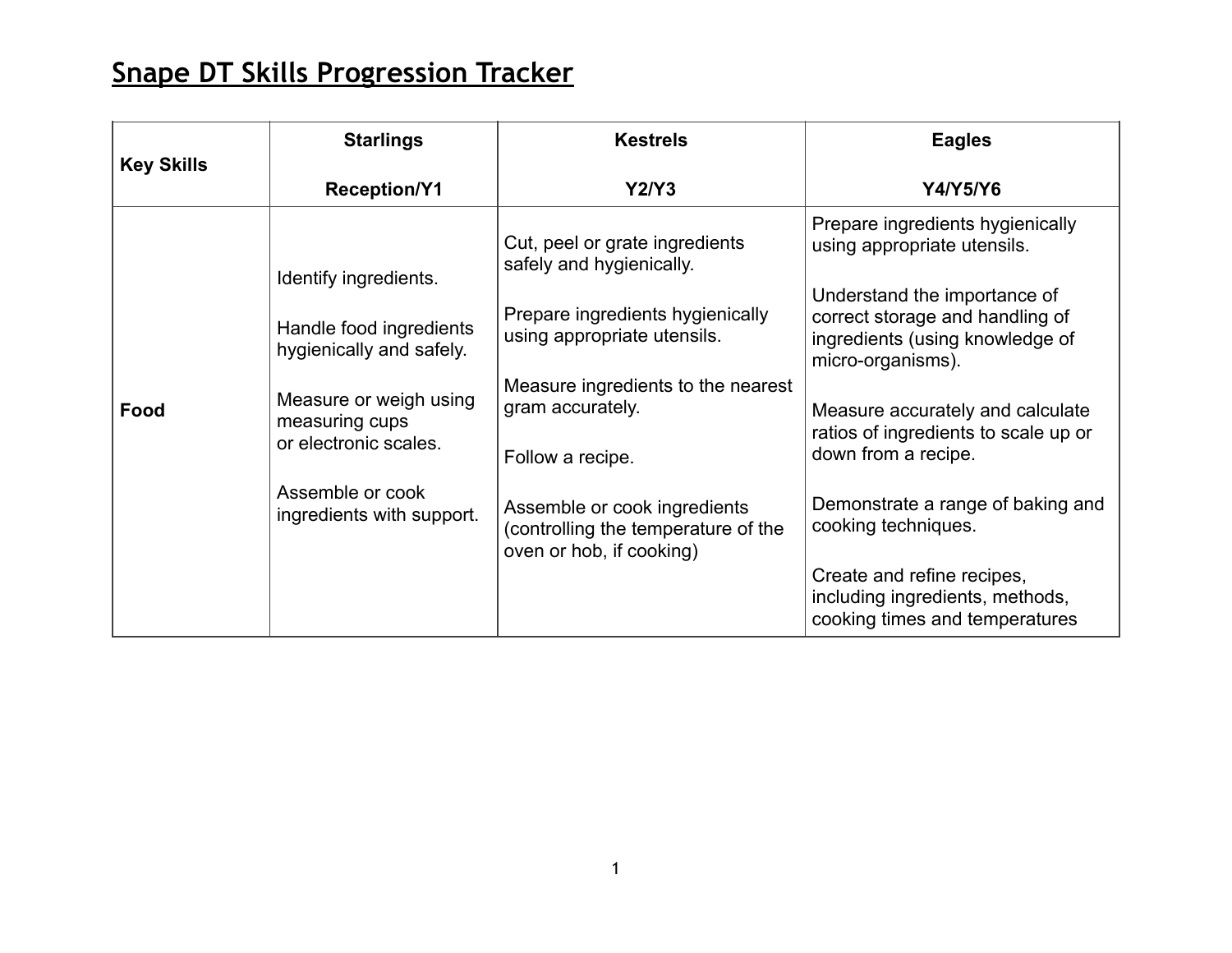# Snape DT Skills Progression Tracker

| Key Skills | Starlings<br><br>Reception/Y1 | Kestrels<br><br>Y2/Y3 | Eagles<br><br>Y4/Y5/Y6 |
|---|---|---|---|
| **Food** | Identify ingredients.<br><br>Handle food ingredients hygienically and safely.<br><br>Measure or weigh using measuring cups or electronic scales.<br><br>Assemble or cook ingredients with support. | Cut, peel or grate ingredients safely and hygienically.<br><br>Prepare ingredients hygienically using appropriate utensils.<br><br>Measure ingredients to the nearest gram accurately.<br><br>Follow a recipe.<br><br>Assemble or cook ingredients (controlling the temperature of the oven or hob, if cooking) | Prepare ingredients hygienically using appropriate utensils.<br><br>Understand the importance of correct storage and handling of ingredients (using knowledge of micro-organisms).<br><br>Measure accurately and calculate ratios of ingredients to scale up or down from a recipe.<br><br>Demonstrate a range of baking and cooking techniques.<br><br>Create and refine recipes, including ingredients, methods, cooking times and temperatures |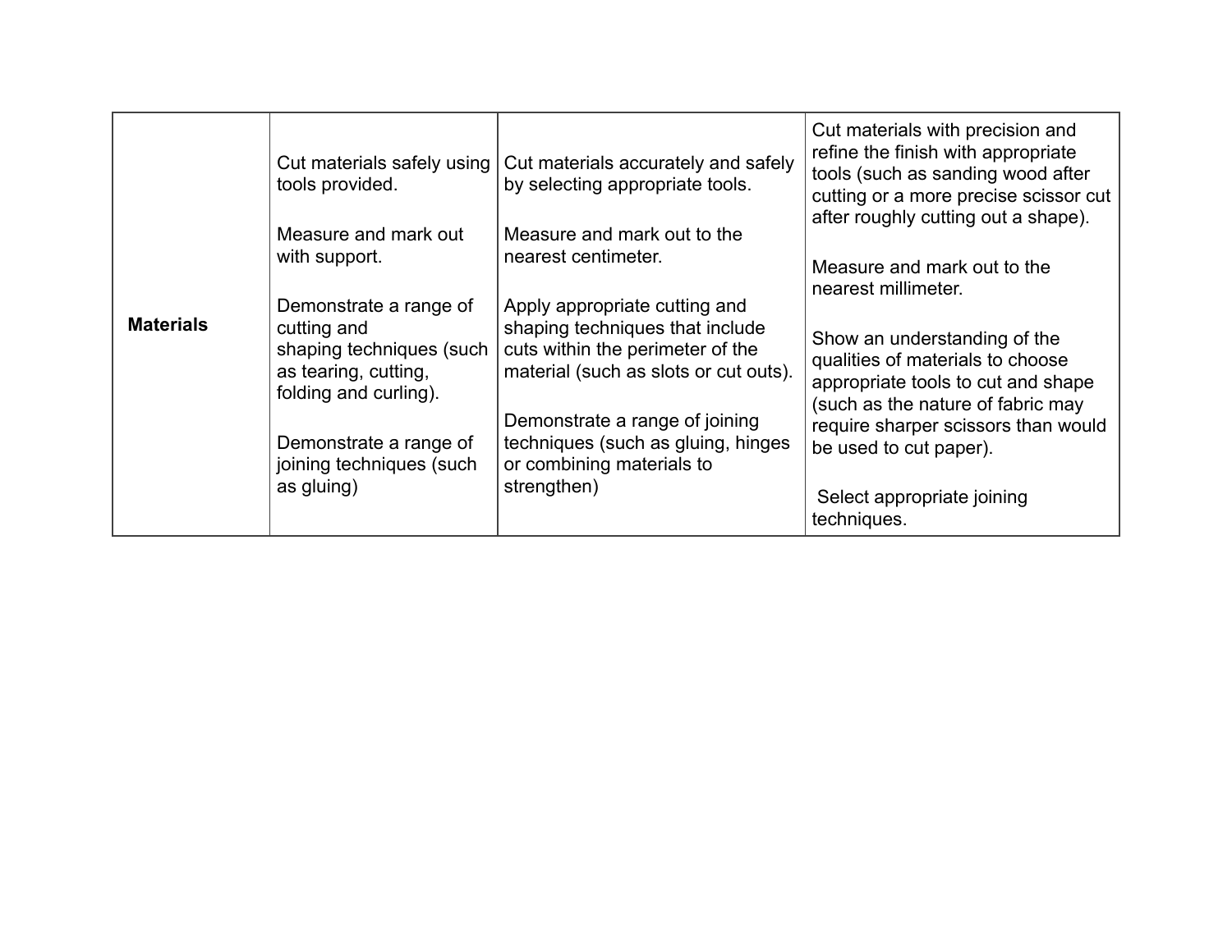| | | | |
|---|---|---|---|
| **Materials** | Cut materials safely using tools provided.<br><br>Measure and mark out with support.<br><br>Demonstrate a range of cutting and shaping techniques (such as tearing, cutting, folding and curling).<br><br>Demonstrate a range of joining techniques (such as gluing) | Cut materials accurately and safely by selecting appropriate tools.<br><br>Measure and mark out to the nearest centimeter.<br><br>Apply appropriate cutting and shaping techniques that include cuts within the perimeter of the material (such as slots or cut outs).<br><br>Demonstrate a range of joining techniques (such as gluing, hinges or combining materials to strengthen) | Cut materials with precision and refine the finish with appropriate tools (such as sanding wood after cutting or a more precise scissor cut after roughly cutting out a shape).<br><br>Measure and mark out to the nearest millimeter.<br><br>Show an understanding of the qualities of materials to choose appropriate tools to cut and shape (such as the nature of fabric may require sharper scissors than would be used to cut paper).<br><br>Select appropriate joining techniques. |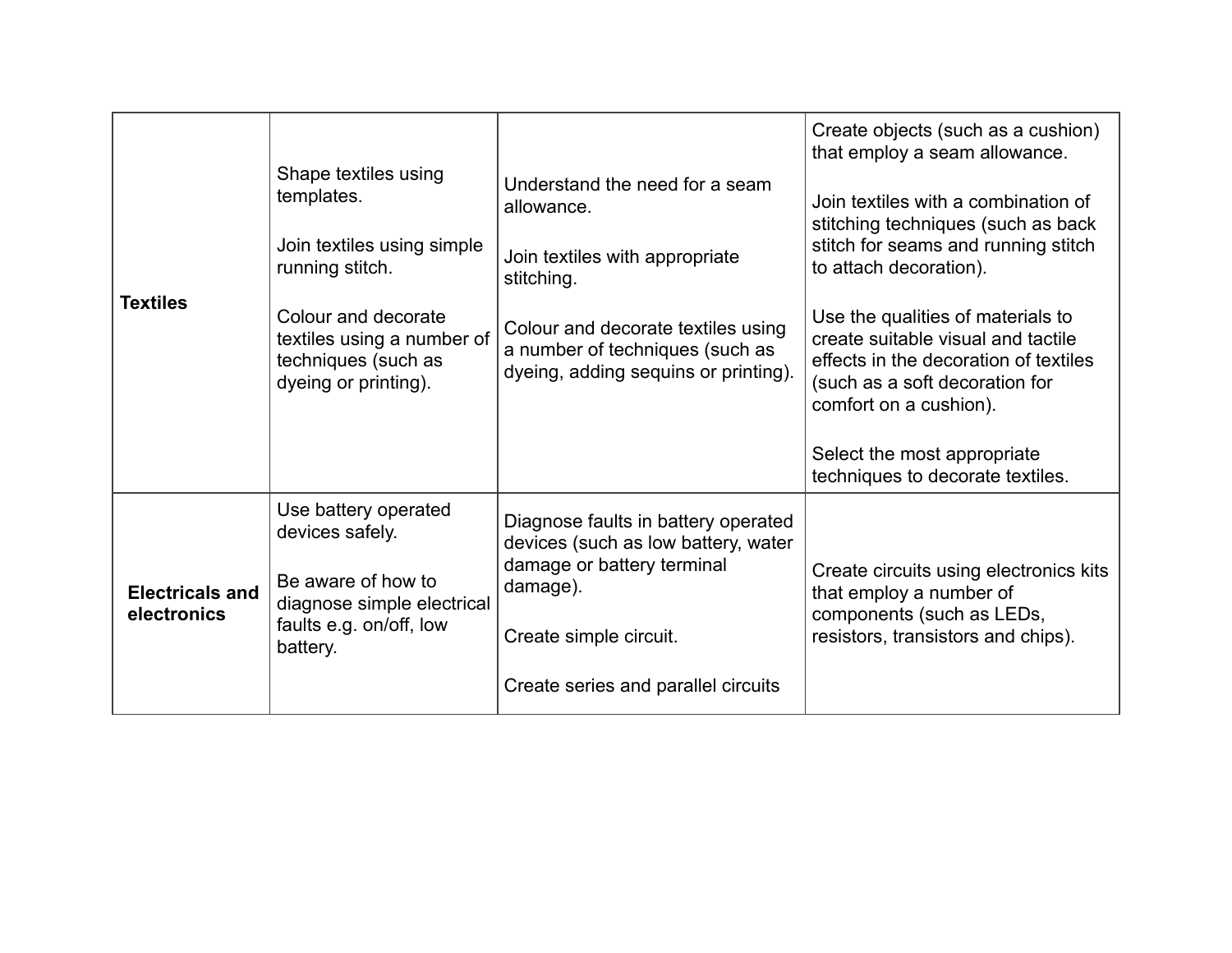| | | | |
|---|---|---|---|
| **Textiles** | Shape textiles using templates.<br><br>Join textiles using simple running stitch.<br><br>Colour and decorate textiles using a number of techniques (such as dyeing or printing). | Understand the need for a seam allowance.<br><br>Join textiles with appropriate stitching.<br><br>Colour and decorate textiles using a number of techniques (such as dyeing, adding sequins or printing). | Create objects (such as a cushion) that employ a seam allowance.<br><br>Join textiles with a combination of stitching techniques (such as back stitch for seams and running stitch to attach decoration).<br><br>Use the qualities of materials to create suitable visual and tactile effects in the decoration of textiles (such as a soft decoration for comfort on a cushion).<br><br>Select the most appropriate techniques to decorate textiles. |
| **Electricals and electronics** | Use battery operated devices safely.<br><br>Be aware of how to diagnose simple electrical faults e.g. on/off, low battery. | Diagnose faults in battery operated devices (such as low battery, water damage or battery terminal damage).<br><br>Create simple circuit.<br><br>Create series and parallel circuits | Create circuits using electronics kits that employ a number of components (such as LEDs, resistors, transistors and chips). |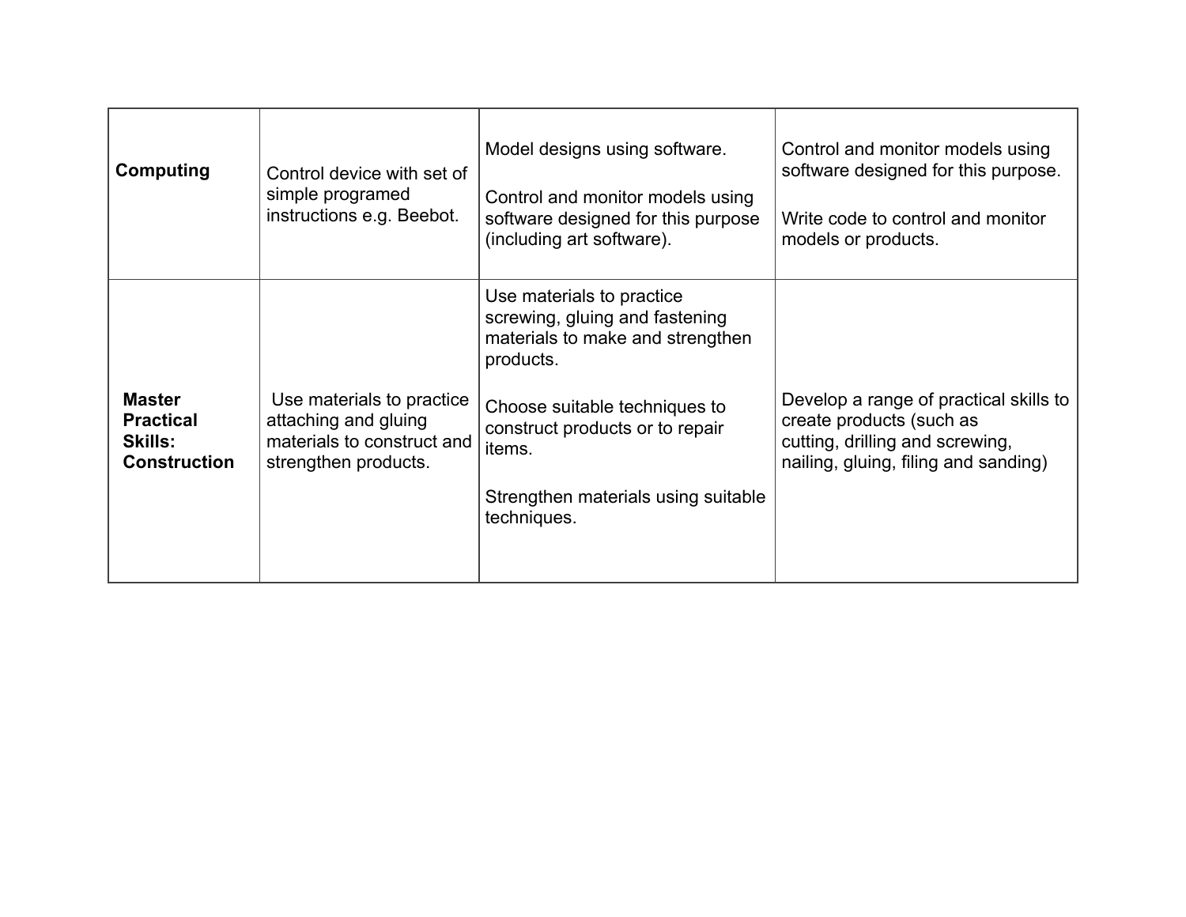| | | | |
|---|---|---|---|
| **Computing** | Control device with set of simple programed instructions e.g. Beebot. | Model designs using software.<br><br>Control and monitor models using software designed for this purpose (including art software). | Control and monitor models using software designed for this purpose.<br><br>Write code to control and monitor models or products. |
| **Master Practical Skills: Construction** | Use materials to practice attaching and gluing materials to construct and strengthen products. | Use materials to practice screwing, gluing and fastening materials to make and strengthen products.<br><br>Choose suitable techniques to construct products or to repair items.<br><br>Strengthen materials using suitable techniques. | Develop a range of practical skills to create products (such as cutting, drilling and screwing, nailing, gluing, filing and sanding) |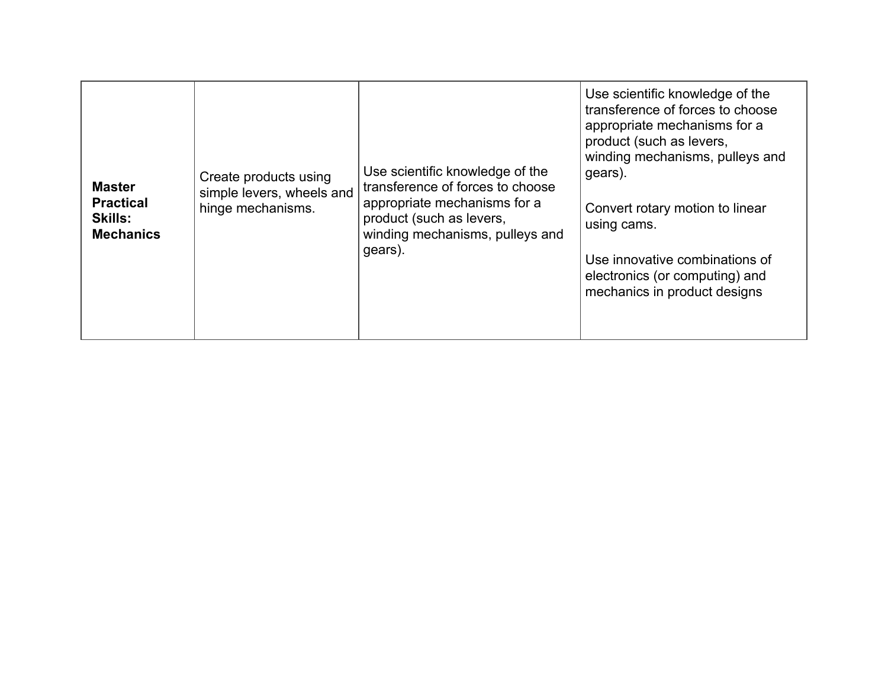| **Master Practical Skills: Mechanics** | Create products using simple levers, wheels and hinge mechanisms. | Use scientific knowledge of the transference of forces to choose appropriate mechanisms for a product (such as levers, winding mechanisms, pulleys and gears). | Use scientific knowledge of the transference of forces to choose appropriate mechanisms for a product (such as levers, winding mechanisms, pulleys and gears).<br><br>Convert rotary motion to linear using cams.<br><br>Use innovative combinations of electronics (or computing) and mechanics in product designs |
|---|---|---|---|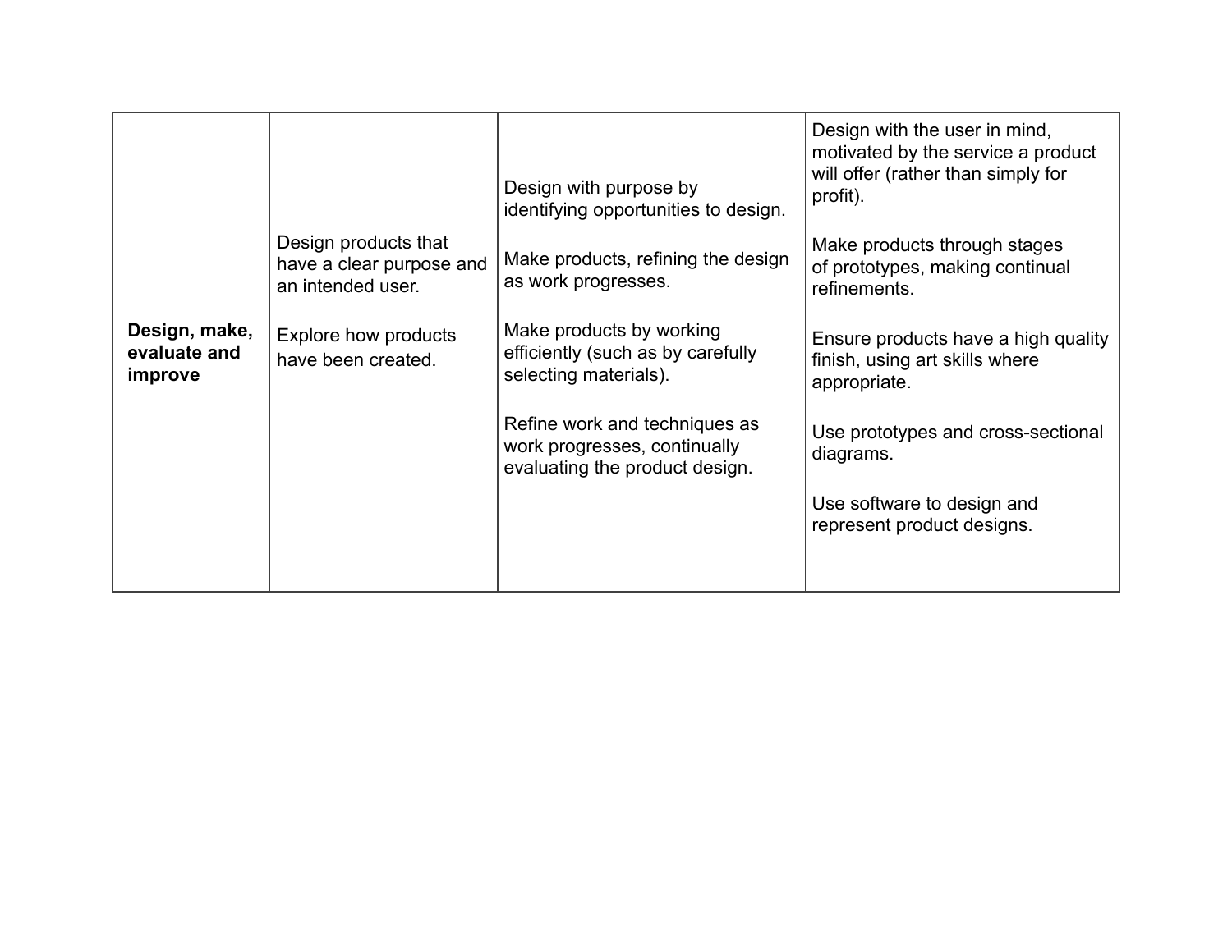| | | | |
|---|---|---|---|
| **Design, make, evaluate and improve** | Design products that have a clear purpose and an intended user.<br><br>Explore how products have been created. | Design with purpose by identifying opportunities to design.<br><br>Make products, refining the design as work progresses.<br><br>Make products by working efficiently (such as by carefully selecting materials).<br><br>Refine work and techniques as work progresses, continually evaluating the product design. | Design with the user in mind, motivated by the service a product will offer (rather than simply for profit).<br><br>Make products through stages of prototypes, making continual refinements.<br><br>Ensure products have a high quality finish, using art skills where appropriate.<br><br>Use prototypes and cross-sectional diagrams.<br><br>Use software to design and represent product designs. |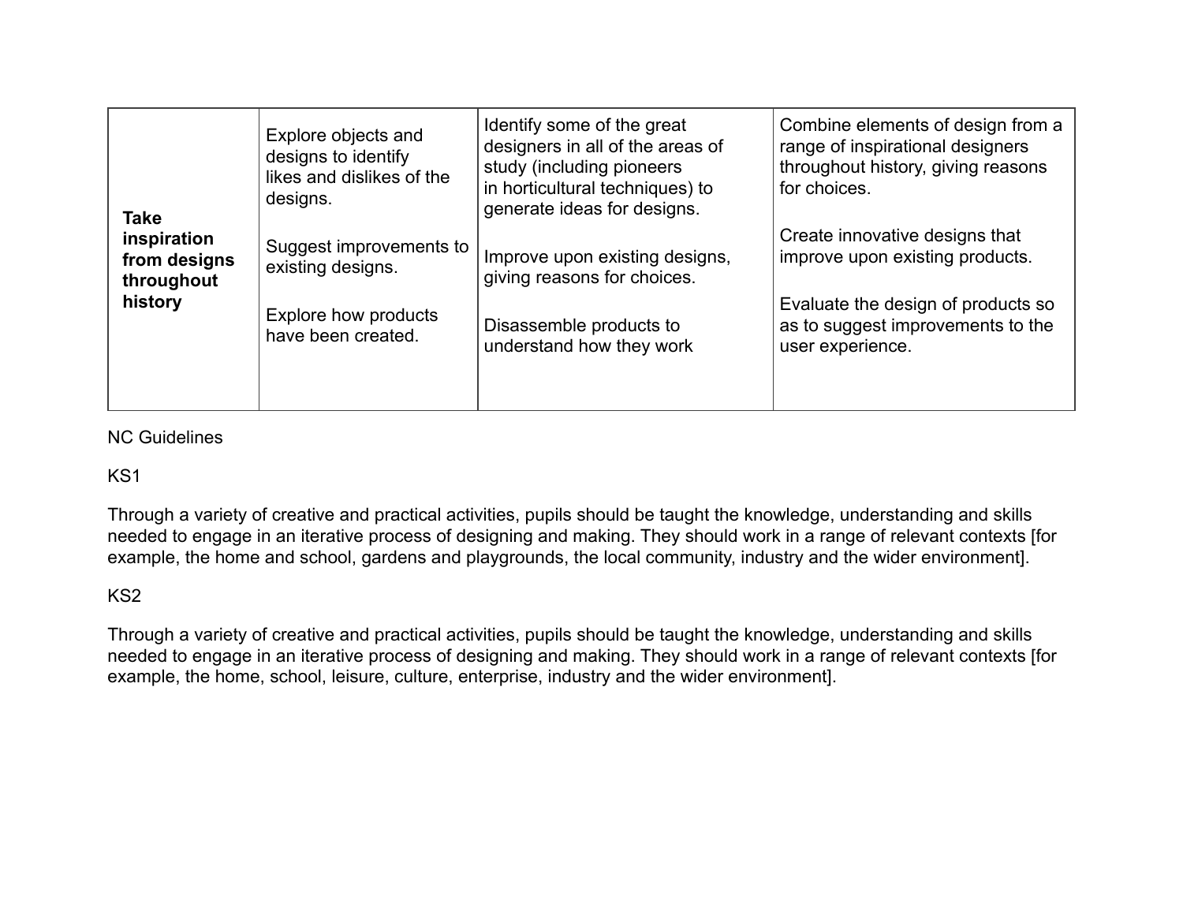| | | | |
|---|---|---|---|
| **Take inspiration from designs throughout history** | Explore objects and designs to identify likes and dislikes of the designs.<br><br>Suggest improvements to existing designs.<br><br>Explore how products have been created. | Identify some of the great designers in all of the areas of study (including pioneers in horticultural techniques) to generate ideas for designs.<br><br>Improve upon existing designs, giving reasons for choices.<br><br>Disassemble products to understand how they work | Combine elements of design from a range of inspirational designers throughout history, giving reasons for choices.<br><br>Create innovative designs that improve upon existing products.<br><br>Evaluate the design of products so as to suggest improvements to the user experience. |

NC Guidelines

KS1

Through a variety of creative and practical activities, pupils should be taught the knowledge, understanding and skills needed to engage in an iterative process of designing and making. They should work in a range of relevant contexts [for example, the home and school, gardens and playgrounds, the local community, industry and the wider environment].

KS2

Through a variety of creative and practical activities, pupils should be taught the knowledge, understanding and skills needed to engage in an iterative process of designing and making. They should work in a range of relevant contexts [for example, the home, school, leisure, culture, enterprise, industry and the wider environment].